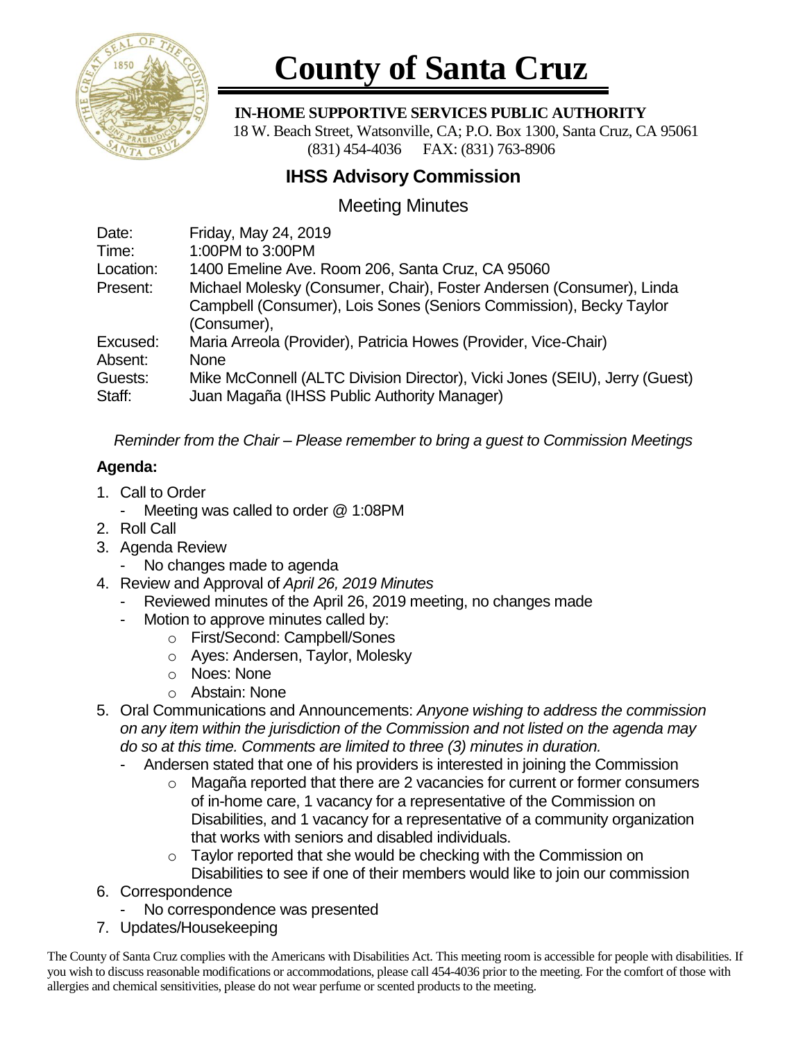# County of Santa Cruz

**IN-HOME SUPPORTIVE SERVICES PUBLIC AUTHORITY**

18 W. Beach Street, Watsonville, CA; P.O. Box 1300, Santa Cruz, CA 95061
(831) 454-4036 FAX: (831) 763-8906

## IHSS Advisory Commission

### Meeting Minutes

| | |
|---|---|
| Date: | Friday, May 24, 2019 |
| Time: | 1:00PM to 3:00PM |
| Location: | 1400 Emeline Ave. Room 206, Santa Cruz, CA 95060 |
| Present: | Michael Molesky (Consumer, Chair), Foster Andersen (Consumer), Linda Campbell (Consumer), Lois Sones (Seniors Commission), Becky Taylor (Consumer), |
| Excused: | Maria Arreola (Provider), Patricia Howes (Provider, Vice-Chair) |
| Absent: | None |
| Guests: | Mike McConnell (ALTC Division Director), Vicki Jones (SEIU), Jerry (Guest) |
| Staff: | Juan Magaña (IHSS Public Authority Manager) |

*Reminder from the Chair – Please remember to bring a guest to Commission Meetings*

### Agenda:

1. Call to Order
   - Meeting was called to order @ 1:08PM
2. Roll Call
3. Agenda Review
   - No changes made to agenda
4. Review and Approval of *April 26, 2019 Minutes*
   - Reviewed minutes of the April 26, 2019 meeting, no changes made
   - Motion to approve minutes called by:
     - First/Second: Campbell/Sones
     - Ayes: Andersen, Taylor, Molesky
     - Noes: None
     - Abstain: None
5. Oral Communications and Announcements: *Anyone wishing to address the commission on any item within the jurisdiction of the Commission and not listed on the agenda may do so at this time. Comments are limited to three (3) minutes in duration.*
   - Andersen stated that one of his providers is interested in joining the Commission
     - Magaña reported that there are 2 vacancies for current or former consumers of in-home care, 1 vacancy for a representative of the Commission on Disabilities, and 1 vacancy for a representative of a community organization that works with seniors and disabled individuals.
     - Taylor reported that she would be checking with the Commission on Disabilities to see if one of their members would like to join our commission
6. Correspondence
   - No correspondence was presented
7. Updates/Housekeeping

The County of Santa Cruz complies with the Americans with Disabilities Act. This meeting room is accessible for people with disabilities. If you wish to discuss reasonable modifications or accommodations, please call 454-4036 prior to the meeting. For the comfort of those with allergies and chemical sensitivities, please do not wear perfume or scented products to the meeting.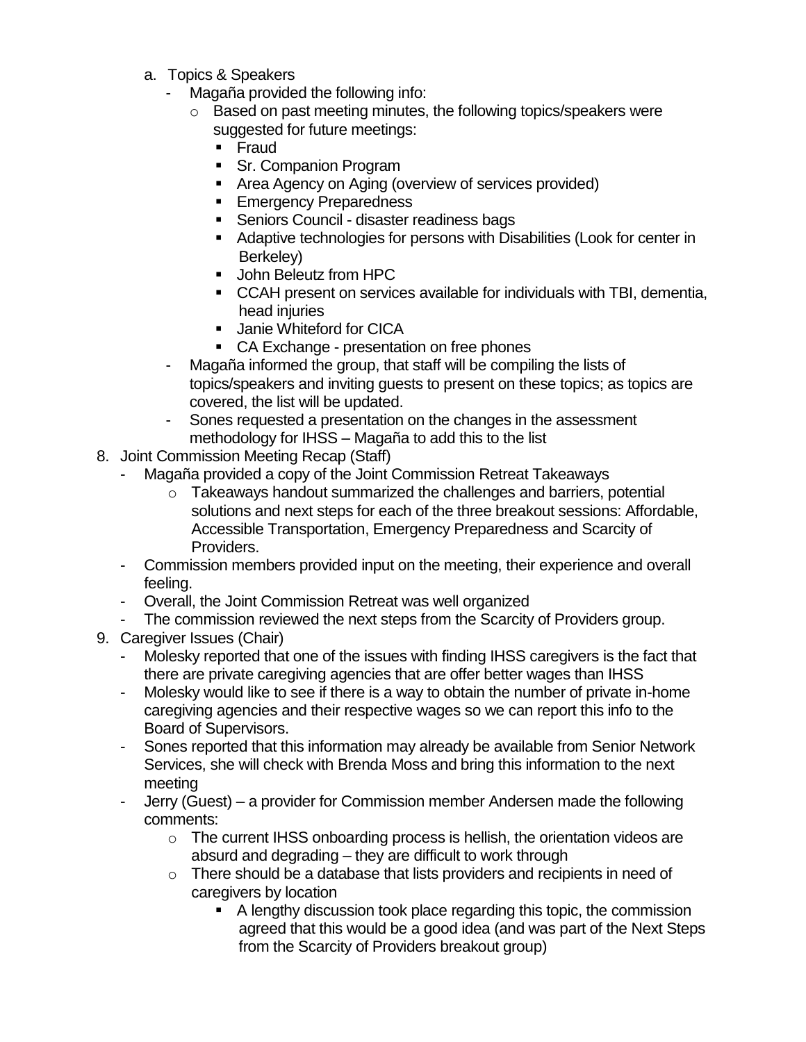a. Topics & Speakers
   - Magaña provided the following info:
     - Based on past meeting minutes, the following topics/speakers were suggested for future meetings:
       - Fraud
       - Sr. Companion Program
       - Area Agency on Aging (overview of services provided)
       - Emergency Preparedness
       - Seniors Council - disaster readiness bags
       - Adaptive technologies for persons with Disabilities (Look for center in Berkeley)
       - John Beleutz from HPC
       - CCAH present on services available for individuals with TBI, dementia, head injuries
       - Janie Whiteford for CICA
       - CA Exchange - presentation on free phones
   - Magaña informed the group, that staff will be compiling the lists of topics/speakers and inviting guests to present on these topics; as topics are covered, the list will be updated.
   - Sones requested a presentation on the changes in the assessment methodology for IHSS – Magaña to add this to the list

8. Joint Commission Meeting Recap (Staff)
   - Magaña provided a copy of the Joint Commission Retreat Takeaways
     - Takeaways handout summarized the challenges and barriers, potential solutions and next steps for each of the three breakout sessions: Affordable, Accessible Transportation, Emergency Preparedness and Scarcity of Providers.
   - Commission members provided input on the meeting, their experience and overall feeling.
   - Overall, the Joint Commission Retreat was well organized
   - The commission reviewed the next steps from the Scarcity of Providers group.

9. Caregiver Issues (Chair)
   - Molesky reported that one of the issues with finding IHSS caregivers is the fact that there are private caregiving agencies that are offer better wages than IHSS
   - Molesky would like to see if there is a way to obtain the number of private in-home caregiving agencies and their respective wages so we can report this info to the Board of Supervisors.
   - Sones reported that this information may already be available from Senior Network Services, she will check with Brenda Moss and bring this information to the next meeting
   - Jerry (Guest) – a provider for Commission member Andersen made the following comments:
     - The current IHSS onboarding process is hellish, the orientation videos are absurd and degrading – they are difficult to work through
     - There should be a database that lists providers and recipients in need of caregivers by location
       - A lengthy discussion took place regarding this topic, the commission agreed that this would be a good idea (and was part of the Next Steps from the Scarcity of Providers breakout group)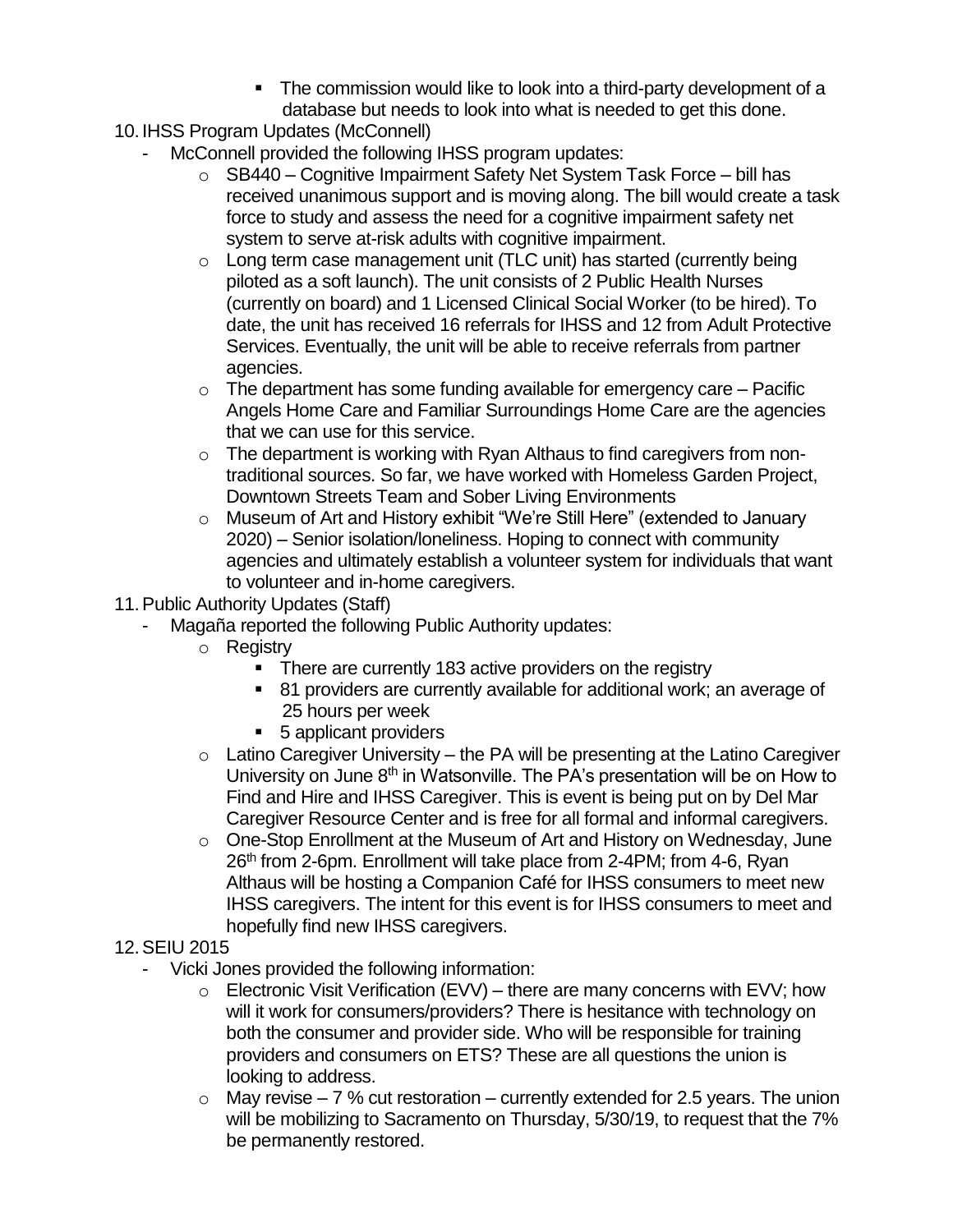- The commission would like to look into a third-party development of a database but needs to look into what is needed to get this done.

10. IHSS Program Updates (McConnell)
    - McConnell provided the following IHSS program updates:
        - SB440 – Cognitive Impairment Safety Net System Task Force – bill has received unanimous support and is moving along. The bill would create a task force to study and assess the need for a cognitive impairment safety net system to serve at-risk adults with cognitive impairment.
        - Long term case management unit (TLC unit) has started (currently being piloted as a soft launch). The unit consists of 2 Public Health Nurses (currently on board) and 1 Licensed Clinical Social Worker (to be hired). To date, the unit has received 16 referrals for IHSS and 12 from Adult Protective Services. Eventually, the unit will be able to receive referrals from partner agencies.
        - The department has some funding available for emergency care – Pacific Angels Home Care and Familiar Surroundings Home Care are the agencies that we can use for this service.
        - The department is working with Ryan Althaus to find caregivers from non-traditional sources. So far, we have worked with Homeless Garden Project, Downtown Streets Team and Sober Living Environments
        - Museum of Art and History exhibit "We're Still Here" (extended to January 2020) – Senior isolation/loneliness. Hoping to connect with community agencies and ultimately establish a volunteer system for individuals that want to volunteer and in-home caregivers.

11. Public Authority Updates (Staff)
    - Magaña reported the following Public Authority updates:
        - Registry
            - There are currently 183 active providers on the registry
            - 81 providers are currently available for additional work; an average of 25 hours per week
            - 5 applicant providers
        - Latino Caregiver University – the PA will be presenting at the Latino Caregiver University on June 8th in Watsonville. The PA's presentation will be on How to Find and Hire and IHSS Caregiver. This is event is being put on by Del Mar Caregiver Resource Center and is free for all formal and informal caregivers.
        - One-Stop Enrollment at the Museum of Art and History on Wednesday, June 26th from 2-6pm. Enrollment will take place from 2-4PM; from 4-6, Ryan Althaus will be hosting a Companion Café for IHSS consumers to meet new IHSS caregivers. The intent for this event is for IHSS consumers to meet and hopefully find new IHSS caregivers.

12. SEIU 2015
    - Vicki Jones provided the following information:
        - Electronic Visit Verification (EVV) – there are many concerns with EVV; how will it work for consumers/providers? There is hesitance with technology on both the consumer and provider side. Who will be responsible for training providers and consumers on ETS? These are all questions the union is looking to address.
        - May revise – 7 % cut restoration – currently extended for 2.5 years. The union will be mobilizing to Sacramento on Thursday, 5/30/19, to request that the 7% be permanently restored.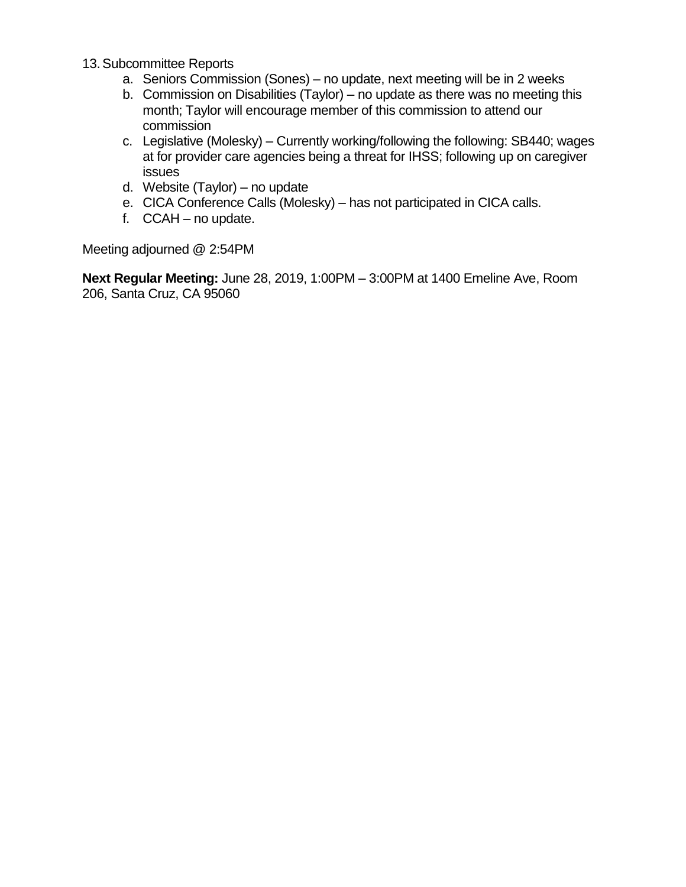13. Subcommittee Reports
    a. Seniors Commission (Sones) – no update, next meeting will be in 2 weeks
    b. Commission on Disabilities (Taylor) – no update as there was no meeting this month; Taylor will encourage member of this commission to attend our commission
    c. Legislative (Molesky) – Currently working/following the following: SB440; wages at for provider care agencies being a threat for IHSS; following up on caregiver issues
    d. Website (Taylor) – no update
    e. CICA Conference Calls (Molesky) – has not participated in CICA calls.
    f. CCAH – no update.

Meeting adjourned @ 2:54PM

**Next Regular Meeting:** June 28, 2019, 1:00PM – 3:00PM at 1400 Emeline Ave, Room 206, Santa Cruz, CA 95060